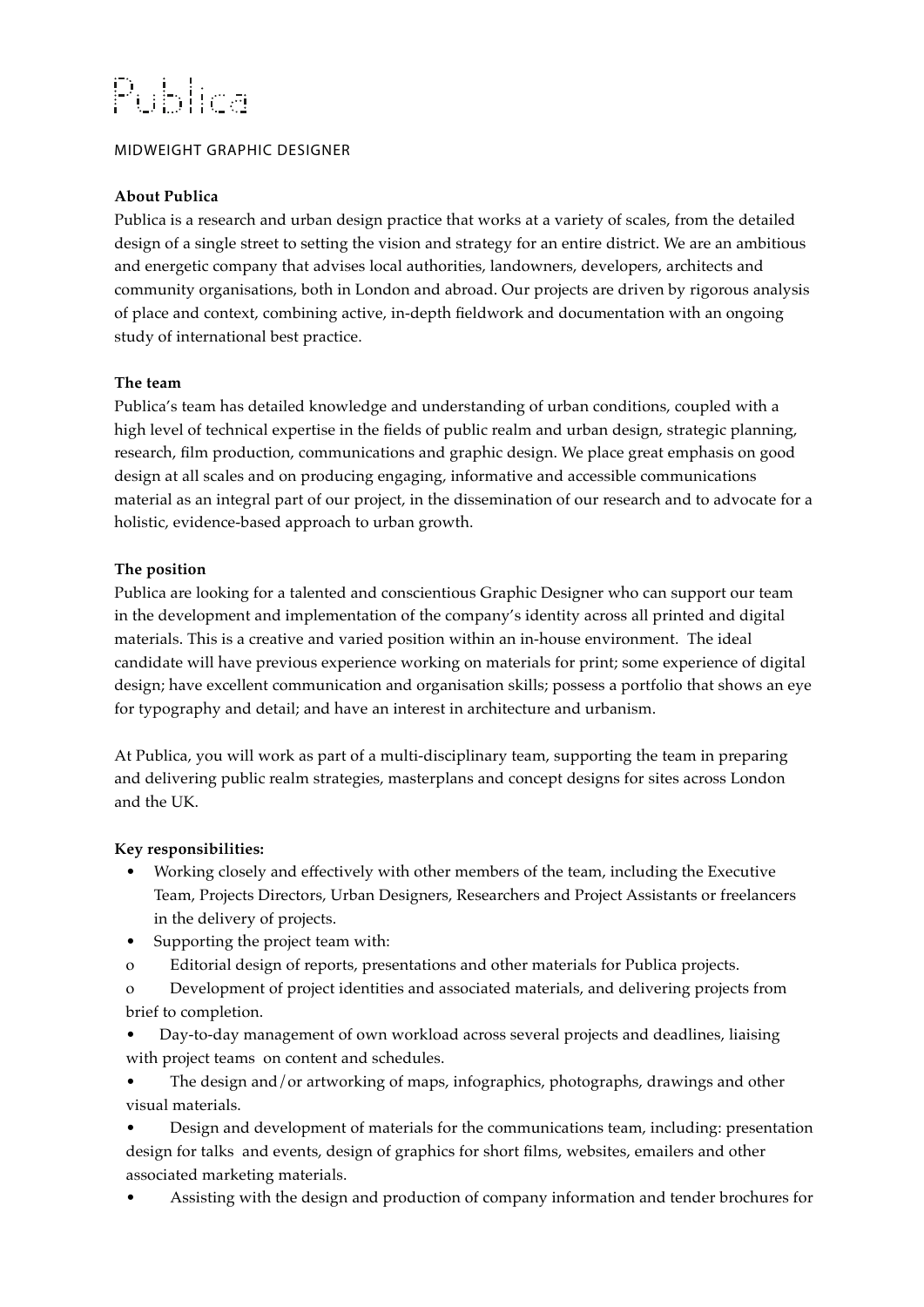# Publica

MIDWEIGHT GRAPHIC DESIGNER

**About Publica**

Publica is a research and urban design practice that works at a variety of scales, from the detailed design of a single street to setting the vision and strategy for an entire district. We are an ambitious and energetic company that advises local authorities, landowners, developers, architects and community organisations, both in London and abroad. Our projects are driven by rigorous analysis of place and context, combining active, in-depth fieldwork and documentation with an ongoing study of international best practice.

**The team**

Publica's team has detailed knowledge and understanding of urban conditions, coupled with a high level of technical expertise in the fields of public realm and urban design, strategic planning, research, film production, communications and graphic design. We place great emphasis on good design at all scales and on producing engaging, informative and accessible communications material as an integral part of our project, in the dissemination of our research and to advocate for a holistic, evidence-based approach to urban growth.

**The position**

Publica are looking for a talented and conscientious Graphic Designer who can support our team in the development and implementation of the company's identity across all printed and digital materials. This is a creative and varied position within an in-house environment. The ideal candidate will have previous experience working on materials for print; some experience of digital design; have excellent communication and organisation skills; possess a portfolio that shows an eye for typography and detail; and have an interest in architecture and urbanism.

At Publica, you will work as part of a multi-disciplinary team, supporting the team in preparing and delivering public realm strategies, masterplans and concept designs for sites across London and the UK.

**Key responsibilities:**

- Working closely and effectively with other members of the team, including the Executive Team, Projects Directors, Urban Designers, Researchers and Project Assistants or freelancers in the delivery of projects.
- Supporting the project team with:
  - Editorial design of reports, presentations and other materials for Publica projects.
  - Development of project identities and associated materials, and delivering projects from brief to completion.
- Day-to-day management of own workload across several projects and deadlines, liaising with project teams on content and schedules.
- The design and/or artworking of maps, infographics, photographs, drawings and other visual materials.
- Design and development of materials for the communications team, including: presentation design for talks and events, design of graphics for short films, websites, emailers and other associated marketing materials.
- Assisting with the design and production of company information and tender brochures for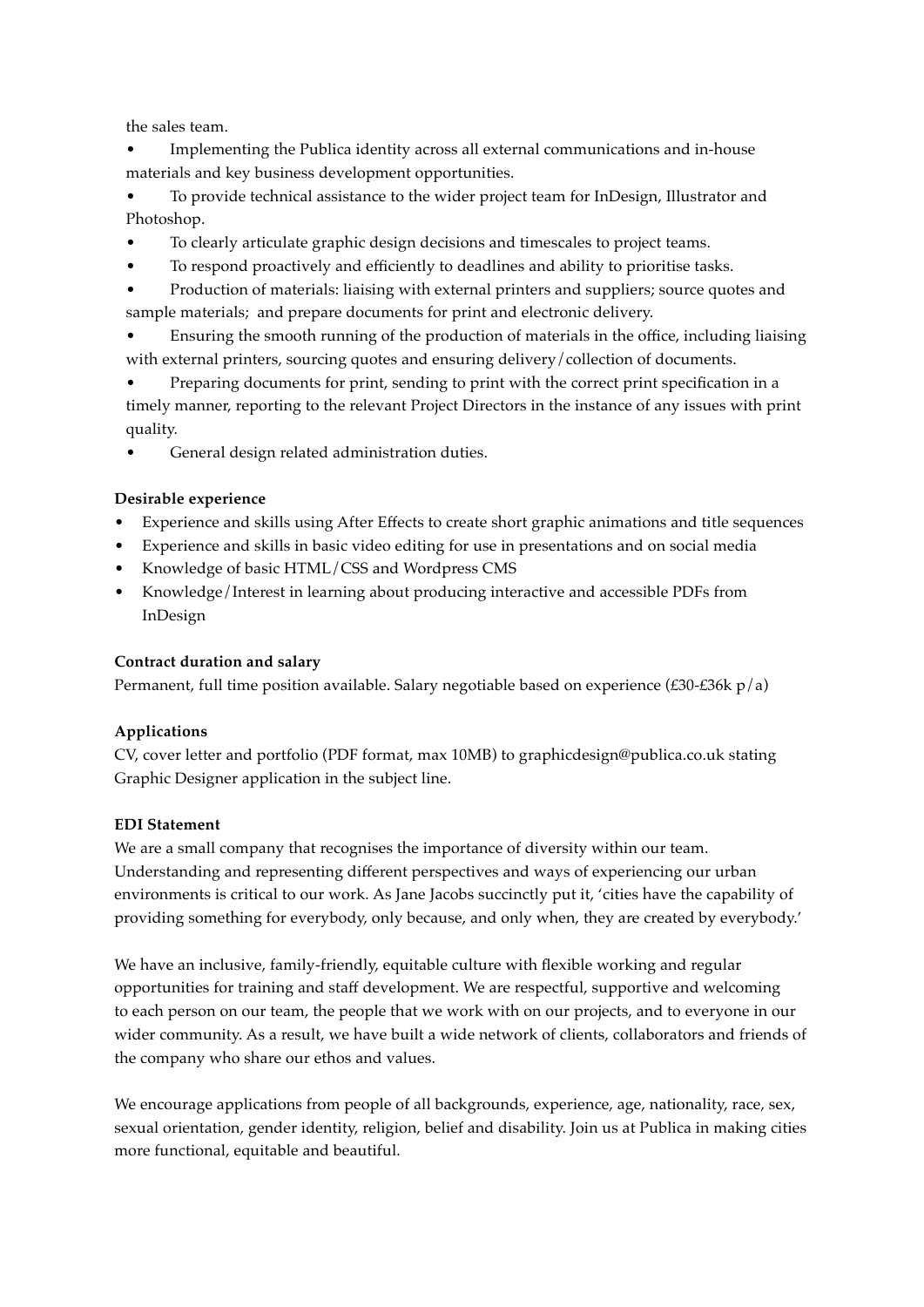the sales team.

- Implementing the Publica identity across all external communications and in-house materials and key business development opportunities.
- To provide technical assistance to the wider project team for InDesign, Illustrator and Photoshop.
- To clearly articulate graphic design decisions and timescales to project teams.
- To respond proactively and efficiently to deadlines and ability to prioritise tasks.
- Production of materials: liaising with external printers and suppliers; source quotes and sample materials; and prepare documents for print and electronic delivery.
- Ensuring the smooth running of the production of materials in the office, including liaising with external printers, sourcing quotes and ensuring delivery/collection of documents.
- Preparing documents for print, sending to print with the correct print specification in a timely manner, reporting to the relevant Project Directors in the instance of any issues with print quality.
- General design related administration duties.

**Desirable experience**

- Experience and skills using After Effects to create short graphic animations and title sequences
- Experience and skills in basic video editing for use in presentations and on social media
- Knowledge of basic HTML/CSS and Wordpress CMS
- Knowledge/Interest in learning about producing interactive and accessible PDFs from InDesign

**Contract duration and salary**

Permanent, full time position available. Salary negotiable based on experience (£30-£36k p/a)

**Applications**

CV, cover letter and portfolio (PDF format, max 10MB) to graphicdesign@publica.co.uk stating Graphic Designer application in the subject line.

**EDI Statement**

We are a small company that recognises the importance of diversity within our team. Understanding and representing different perspectives and ways of experiencing our urban environments is critical to our work. As Jane Jacobs succinctly put it, 'cities have the capability of providing something for everybody, only because, and only when, they are created by everybody.'

We have an inclusive, family-friendly, equitable culture with flexible working and regular opportunities for training and staff development. We are respectful, supportive and welcoming to each person on our team, the people that we work with on our projects, and to everyone in our wider community. As a result, we have built a wide network of clients, collaborators and friends of the company who share our ethos and values.

We encourage applications from people of all backgrounds, experience, age, nationality, race, sex, sexual orientation, gender identity, religion, belief and disability. Join us at Publica in making cities more functional, equitable and beautiful.